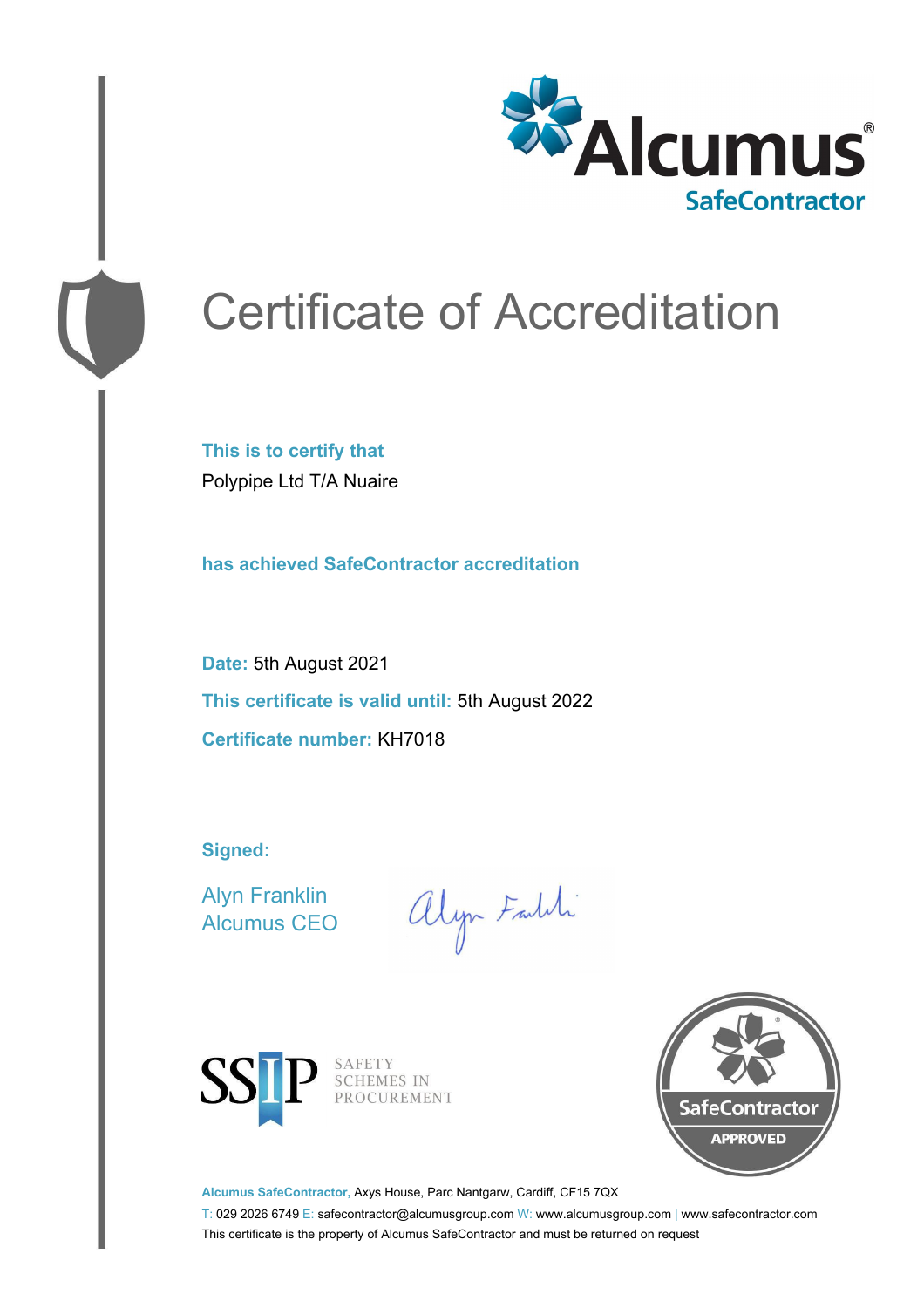Alcumus®
SafeContractor

# Certificate of Accreditation

**This is to certify that**

Polypipe Ltd T/A Nuaire

**has achieved SafeContractor accreditation**

**Date:** 5th August 2021

**This certificate is valid until:** 5th August 2022

**Certificate number:** KH7018

**Signed:**

Alyn Franklin
Alcumus CEO

SSIP SAFETY SCHEMES IN PROCUREMENT

SafeContractor APPROVED

**Alcumus SafeContractor,** Axys House, Parc Nantgarw, Cardiff, CF15 7QX

T: 029 2026 6749 E: safecontractor@alcumusgroup.com W: www.alcumusgroup.com | www.safecontractor.com

This certificate is the property of Alcumus SafeContractor and must be returned on request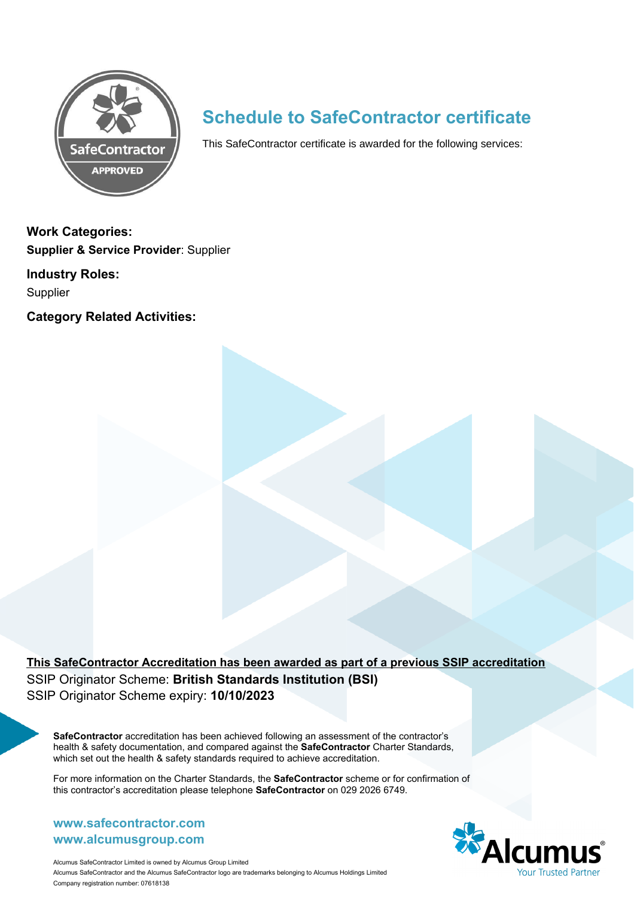# Schedule to SafeContractor certificate

This SafeContractor certificate is awarded for the following services:

**Work Categories:**

**Supplier & Service Provider**: Supplier

**Industry Roles:**

Supplier

**Category Related Activities:**

**This SafeContractor Accreditation has been awarded as part of a previous SSIP accreditation**

SSIP Originator Scheme: **British Standards Institution (BSI)**

SSIP Originator Scheme expiry: **10/10/2023**

**SafeContractor** accreditation has been achieved following an assessment of the contractor's health & safety documentation, and compared against the **SafeContractor** Charter Standards, which set out the health & safety standards required to achieve accreditation.

For more information on the Charter Standards, the **SafeContractor** scheme or for confirmation of this contractor's accreditation please telephone **SafeContractor** on 029 2026 6749.

**www.safecontractor.com**
**www.alcumusgroup.com**

Alcumus SafeContractor Limited is owned by Alcumus Group Limited
Alcumus SafeContractor and the Alcumus SafeContractor logo are trademarks belonging to Alcumus Holdings Limited
Company registration number: 07618138

Alcumus® Your Trusted Partner